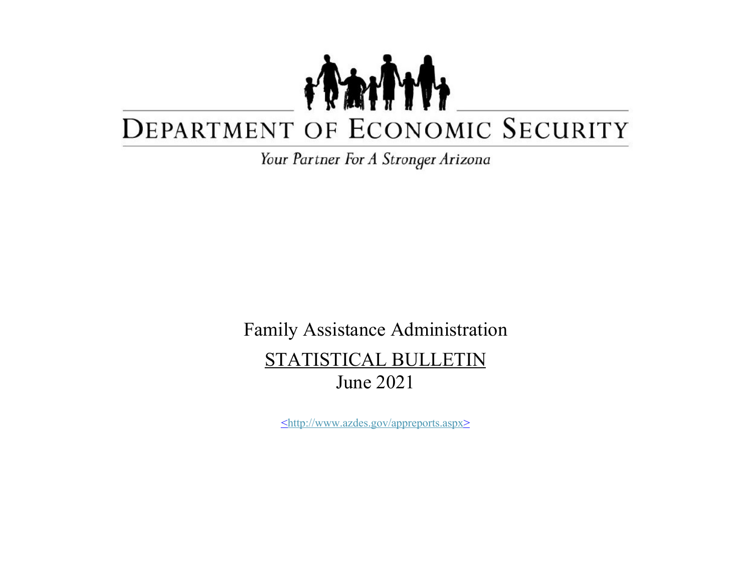# DEPARTMENT OF ECONOMIC SECURITY

*Your Partner For A Stronger Arizona*

Family Assistance Administration

STATISTICAL BULLETIN

June 2021

<http://www.azdes.gov/appreports.aspx>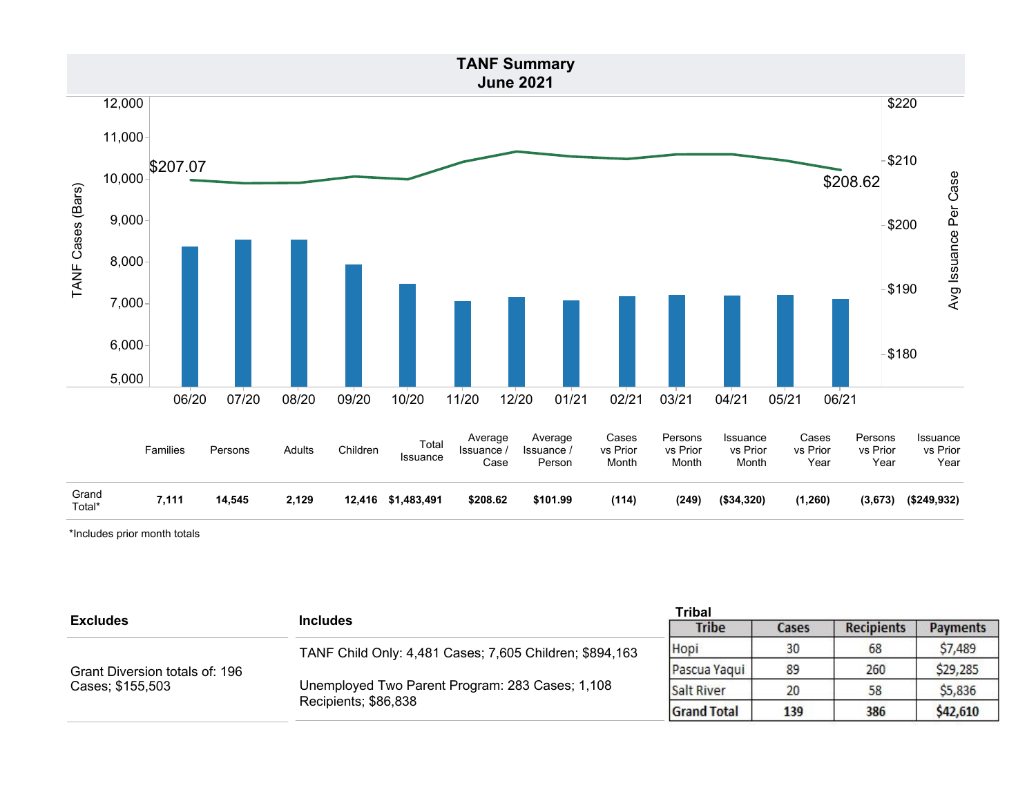# TANF Summary
## June 2021

| | Families | Persons | Adults | Children | Total Issuance | Average Issuance / Case | Average Issuance / Person | Cases vs Prior Month | Persons vs Prior Month | Issuance vs Prior Month | Cases vs Prior Year | Persons vs Prior Year | Issuance vs Prior Year |
|---|---|---|---|---|---|---|---|---|---|---|---|---|---|
| Grand Total* | **7,111** | **14,545** | **2,129** | **12,416** | **$1,483,491** | **$208.62** | **$101.99** | **(114)** | **(249)** | **($34,320)** | **(1,260)** | **(3,673)** | **($249,932)** |

*Includes prior month totals

| Excludes | Includes |
|---|---|
| Grant Diversion totals of: 196 Cases; $155,503 | TANF Child Only: 4,481 Cases; 7,605 Children; $894,163<br>Unemployed Two Parent Program: 283 Cases; 1,108 Recipients; $86,838 |

**Tribal**

| Tribe | Cases | Recipients | Payments |
|---|---|---|---|
| Hopi | 30 | 68 | $7,489 |
| Pascua Yaqui | 89 | 260 | $29,285 |
| Salt River | 20 | 58 | $5,836 |
| **Grand Total** | **139** | **386** | **$42,610** |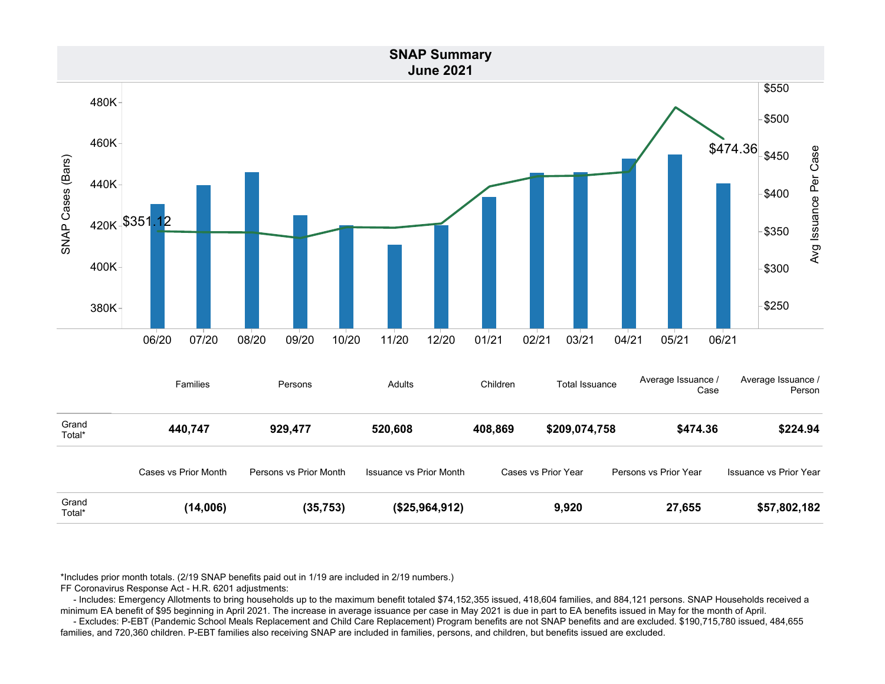## SNAP Summary
## June 2021

| | Families | Persons | Adults | Children | Total Issuance | Average Issuance / Case | Average Issuance / Person |
|---|---|---|---|---|---|---|---|
| Grand Total* | **440,747** | **929,477** | **520,608** | **408,869** | **$209,074,758** | **$474.36** | **$224.94** |

| | Cases vs Prior Month | Persons vs Prior Month | Issuance vs Prior Month | Cases vs Prior Year | Persons vs Prior Year | Issuance vs Prior Year |
|---|---|---|---|---|---|---|
| Grand Total* | **(14,006)** | **(35,753)** | **($25,964,912)** | **9,920** | **27,655** | **$57,802,182** |

*Includes prior month totals. (2/19 SNAP benefits paid out in 1/19 are included in 2/19 numbers.)
FF Coronavirus Response Act - H.R. 6201 adjustments:
- Includes: Emergency Allotments to bring households up to the maximum benefit totaled $74,152,355 issued, 418,604 families, and 884,121 persons. SNAP Households received a minimum EA benefit of $95 beginning in April 2021. The increase in average issuance per case in May 2021 is due in part to EA benefits issued in May for the month of April.
- Excludes: P-EBT (Pandemic School Meals Replacement and Child Care Replacement) Program benefits are not SNAP benefits and are excluded. $190,715,780 issued, 484,655 families, and 720,360 children. P-EBT families also receiving SNAP are included in families, persons, and children, but benefits issued are excluded.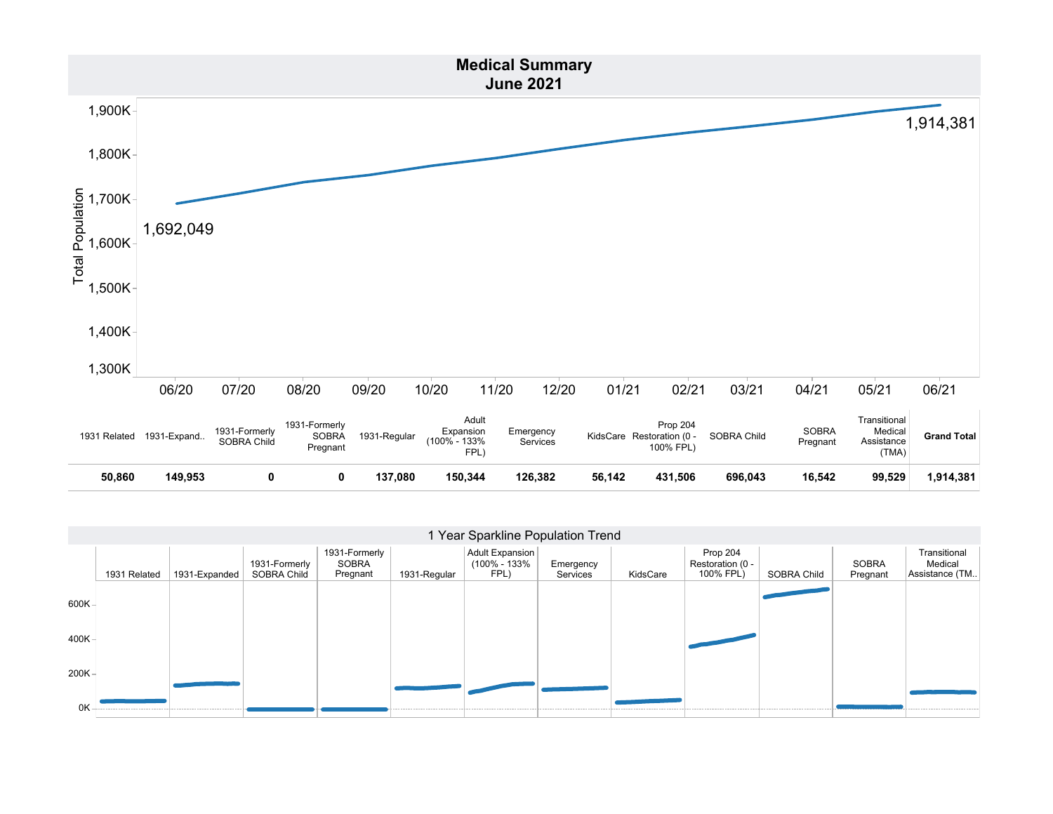# Medical Summary
## June 2021

Total Population

1,692,049 (06/20) — 1,914,381 (06/21)

| 1931 Related | 1931-Expand.. | 1931-Formerly SOBRA Child | 1931-Formerly SOBRA Pregnant | 1931-Regular | Adult Expansion (100% - 133% FPL) | Emergency Services | KidsCare | Prop 204 Restoration (0 - 100% FPL) | SOBRA Child | SOBRA Pregnant | Transitional Medical Assistance (TMA) | **Grand Total** |
|---|---|---|---|---|---|---|---|---|---|---|---|---|
| **50,860** | **149,953** | **0** | **0** | **137,080** | **150,344** | **126,382** | **56,142** | **431,506** | **696,043** | **16,542** | **99,529** | **1,914,381** |

## 1 Year Sparkline Population Trend

1931 Related | 1931-Expanded | 1931-Formerly SOBRA Child | 1931-Formerly SOBRA Pregnant | 1931-Regular | Adult Expansion (100% - 133% FPL) | Emergency Services | KidsCare | Prop 204 Restoration (0 - 100% FPL) | SOBRA Child | SOBRA Pregnant | Transitional Medical Assistance (TM..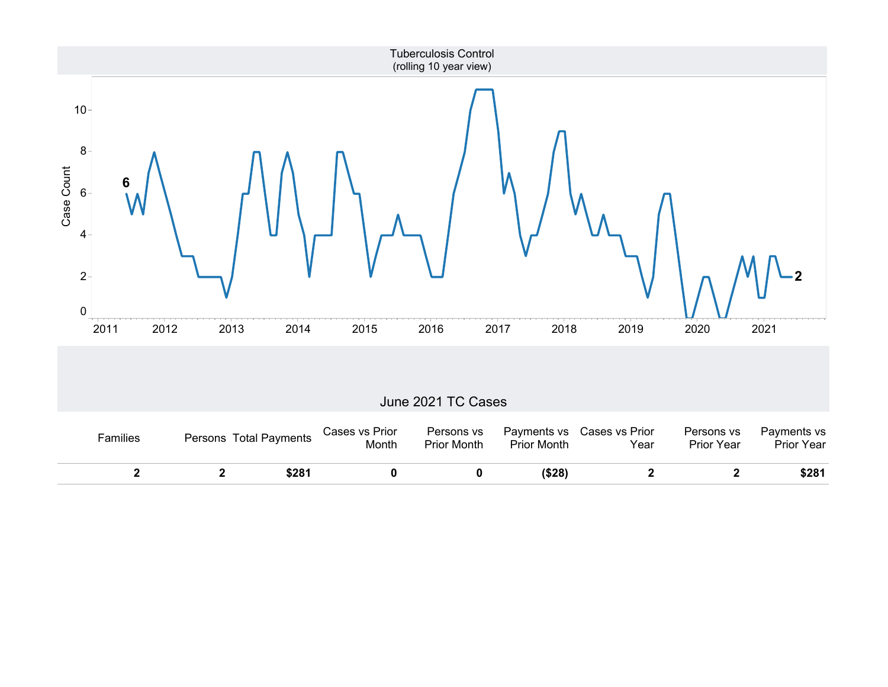## Tuberculosis Control
(rolling 10 year view)

## June 2021 TC Cases

| Families | Persons | Total Payments | Cases vs Prior Month | Persons vs Prior Month | Payments vs Prior Month | Cases vs Prior Year | Persons vs Prior Year | Payments vs Prior Year |
|---|---|---|---|---|---|---|---|---|
| **2** | **2** | **$281** | **0** | **0** | **($28)** | **2** | **2** | **$281** |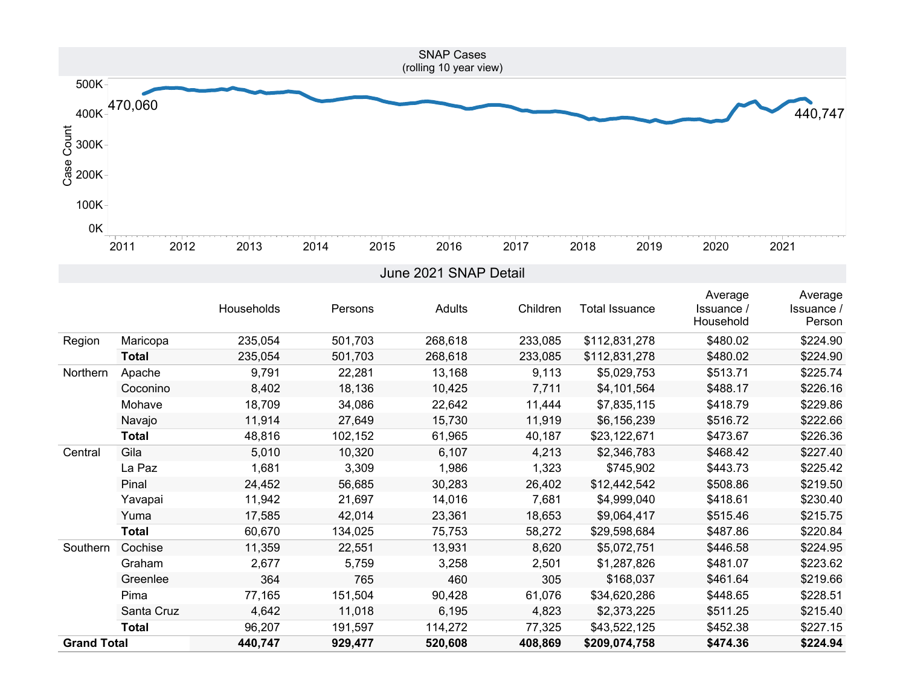## SNAP Cases
(rolling 10 year view)

Case Count: 470,060 (2011) — 440,747 (2021)

## June 2021 SNAP Detail

| | | Households | Persons | Adults | Children | Total Issuance | Average Issuance / Household | Average Issuance / Person |
|---|---|---|---|---|---|---|---|---|
| Region | Maricopa | 235,054 | 501,703 | 268,618 | 233,085 | $112,831,278 | $480.02 | $224.90 |
| | **Total** | 235,054 | 501,703 | 268,618 | 233,085 | $112,831,278 | $480.02 | $224.90 |
| Northern | Apache | 9,791 | 22,281 | 13,168 | 9,113 | $5,029,753 | $513.71 | $225.74 |
| | Coconino | 8,402 | 18,136 | 10,425 | 7,711 | $4,101,564 | $488.17 | $226.16 |
| | Mohave | 18,709 | 34,086 | 22,642 | 11,444 | $7,835,115 | $418.79 | $229.86 |
| | Navajo | 11,914 | 27,649 | 15,730 | 11,919 | $6,156,239 | $516.72 | $222.66 |
| | **Total** | 48,816 | 102,152 | 61,965 | 40,187 | $23,122,671 | $473.67 | $226.36 |
| Central | Gila | 5,010 | 10,320 | 6,107 | 4,213 | $2,346,783 | $468.42 | $227.40 |
| | La Paz | 1,681 | 3,309 | 1,986 | 1,323 | $745,902 | $443.73 | $225.42 |
| | Pinal | 24,452 | 56,685 | 30,283 | 26,402 | $12,442,542 | $508.86 | $219.50 |
| | Yavapai | 11,942 | 21,697 | 14,016 | 7,681 | $4,999,040 | $418.61 | $230.40 |
| | Yuma | 17,585 | 42,014 | 23,361 | 18,653 | $9,064,417 | $515.46 | $215.75 |
| | **Total** | 60,670 | 134,025 | 75,753 | 58,272 | $29,598,684 | $487.86 | $220.84 |
| Southern | Cochise | 11,359 | 22,551 | 13,931 | 8,620 | $5,072,751 | $446.58 | $224.95 |
| | Graham | 2,677 | 5,759 | 3,258 | 2,501 | $1,287,826 | $481.07 | $223.62 |
| | Greenlee | 364 | 765 | 460 | 305 | $168,037 | $461.64 | $219.66 |
| | Pima | 77,165 | 151,504 | 90,428 | 61,076 | $34,620,286 | $448.65 | $228.51 |
| | Santa Cruz | 4,642 | 11,018 | 6,195 | 4,823 | $2,373,225 | $511.25 | $215.40 |
| | **Total** | 96,207 | 191,597 | 114,272 | 77,325 | $43,522,125 | $452.38 | $227.15 |
| **Grand Total** | | **440,747** | **929,477** | **520,608** | **408,869** | **$209,074,758** | **$474.36** | **$224.94** |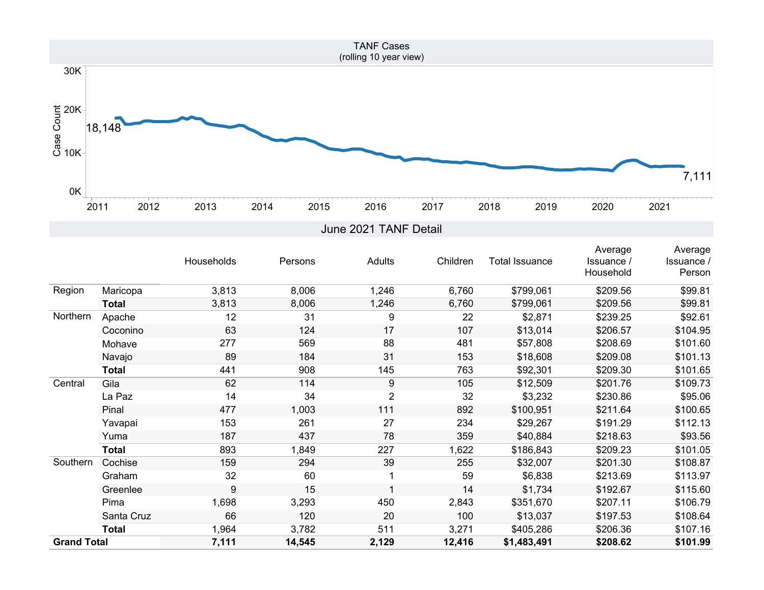## TANF Cases
(rolling 10 year view)

Case Count: 18,148 (2011) → 7,111 (2021)

## June 2021 TANF Detail

| | | Households | Persons | Adults | Children | Total Issuance | Average Issuance / Household | Average Issuance / Person |
|---|---|---|---|---|---|---|---|---|
| Region | Maricopa | 3,813 | 8,006 | 1,246 | 6,760 | $799,061 | $209.56 | $99.81 |
| | **Total** | 3,813 | 8,006 | 1,246 | 6,760 | $799,061 | $209.56 | $99.81 |
| Northern | Apache | 12 | 31 | 9 | 22 | $2,871 | $239.25 | $92.61 |
| | Coconino | 63 | 124 | 17 | 107 | $13,014 | $206.57 | $104.95 |
| | Mohave | 277 | 569 | 88 | 481 | $57,808 | $208.69 | $101.60 |
| | Navajo | 89 | 184 | 31 | 153 | $18,608 | $209.08 | $101.13 |
| | **Total** | 441 | 908 | 145 | 763 | $92,301 | $209.30 | $101.65 |
| Central | Gila | 62 | 114 | 9 | 105 | $12,509 | $201.76 | $109.73 |
| | La Paz | 14 | 34 | 2 | 32 | $3,232 | $230.86 | $95.06 |
| | Pinal | 477 | 1,003 | 111 | 892 | $100,951 | $211.64 | $100.65 |
| | Yavapai | 153 | 261 | 27 | 234 | $29,267 | $191.29 | $112.13 |
| | Yuma | 187 | 437 | 78 | 359 | $40,884 | $218.63 | $93.56 |
| | **Total** | 893 | 1,849 | 227 | 1,622 | $186,843 | $209.23 | $101.05 |
| Southern | Cochise | 159 | 294 | 39 | 255 | $32,007 | $201.30 | $108.87 |
| | Graham | 32 | 60 | 1 | 59 | $6,838 | $213.69 | $113.97 |
| | Greenlee | 9 | 15 | 1 | 14 | $1,734 | $192.67 | $115.60 |
| | Pima | 1,698 | 3,293 | 450 | 2,843 | $351,670 | $207.11 | $106.79 |
| | Santa Cruz | 66 | 120 | 20 | 100 | $13,037 | $197.53 | $108.64 |
| | **Total** | 1,964 | 3,782 | 511 | 3,271 | $405,286 | $206.36 | $107.16 |
| **Grand Total** | | **7,111** | **14,545** | **2,129** | **12,416** | **$1,483,491** | **$208.62** | **$101.99** |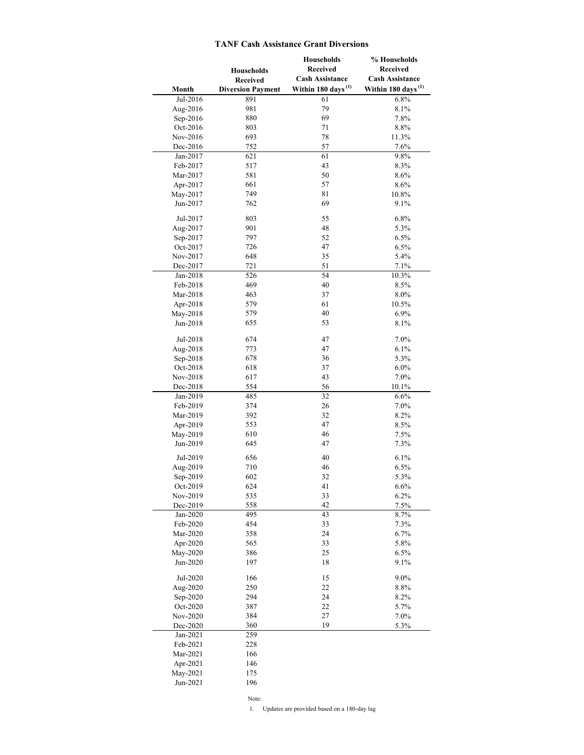## TANF Cash Assistance Grant Diversions

| Month | Households Received Diversion Payment | Households Received Cash Assistance Within 180 days [1] | % Households Received Cash Assistance Within 180 days [1] |
|---|---|---|---|
| Jul-2016 | 891 | 61 | 6.8% |
| Aug-2016 | 981 | 79 | 8.1% |
| Sep-2016 | 880 | 69 | 7.8% |
| Oct-2016 | 803 | 71 | 8.8% |
| Nov-2016 | 693 | 78 | 11.3% |
| Dec-2016 | 752 | 57 | 7.6% |
| Jan-2017 | 621 | 61 | 9.8% |
| Feb-2017 | 517 | 43 | 8.3% |
| Mar-2017 | 581 | 50 | 8.6% |
| Apr-2017 | 661 | 57 | 8.6% |
| May-2017 | 749 | 81 | 10.8% |
| Jun-2017 | 762 | 69 | 9.1% |
| Jul-2017 | 803 | 55 | 6.8% |
| Aug-2017 | 901 | 48 | 5.3% |
| Sep-2017 | 797 | 52 | 6.5% |
| Oct-2017 | 726 | 47 | 6.5% |
| Nov-2017 | 648 | 35 | 5.4% |
| Dec-2017 | 721 | 51 | 7.1% |
| Jan-2018 | 526 | 54 | 10.3% |
| Feb-2018 | 469 | 40 | 8.5% |
| Mar-2018 | 463 | 37 | 8.0% |
| Apr-2018 | 579 | 61 | 10.5% |
| May-2018 | 579 | 40 | 6.9% |
| Jun-2018 | 655 | 53 | 8.1% |
| Jul-2018 | 674 | 47 | 7.0% |
| Aug-2018 | 773 | 47 | 6.1% |
| Sep-2018 | 678 | 36 | 5.3% |
| Oct-2018 | 618 | 37 | 6.0% |
| Nov-2018 | 617 | 43 | 7.0% |
| Dec-2018 | 554 | 56 | 10.1% |
| Jan-2019 | 485 | 32 | 6.6% |
| Feb-2019 | 374 | 26 | 7.0% |
| Mar-2019 | 392 | 32 | 8.2% |
| Apr-2019 | 553 | 47 | 8.5% |
| May-2019 | 610 | 46 | 7.5% |
| Jun-2019 | 645 | 47 | 7.3% |
| Jul-2019 | 656 | 40 | 6.1% |
| Aug-2019 | 710 | 46 | 6.5% |
| Sep-2019 | 602 | 32 | 5.3% |
| Oct-2019 | 624 | 41 | 6.6% |
| Nov-2019 | 535 | 33 | 6.2% |
| Dec-2019 | 558 | 42 | 7.5% |
| Jan-2020 | 495 | 43 | 8.7% |
| Feb-2020 | 454 | 33 | 7.3% |
| Mar-2020 | 358 | 24 | 6.7% |
| Apr-2020 | 565 | 33 | 5.8% |
| May-2020 | 386 | 25 | 6.5% |
| Jun-2020 | 197 | 18 | 9.1% |
| Jul-2020 | 166 | 15 | 9.0% |
| Aug-2020 | 250 | 22 | 8.8% |
| Sep-2020 | 294 | 24 | 8.2% |
| Oct-2020 | 387 | 22 | 5.7% |
| Nov-2020 | 384 | 27 | 7.0% |
| Dec-2020 | 360 | 19 | 5.3% |
| Jan-2021 | 259 | | |
| Feb-2021 | 228 | | |
| Mar-2021 | 166 | | |
| Apr-2021 | 146 | | |
| May-2021 | 175 | | |
| Jun-2021 | 196 | | |

Note:

1. Updates are provided based on a 180-day lag